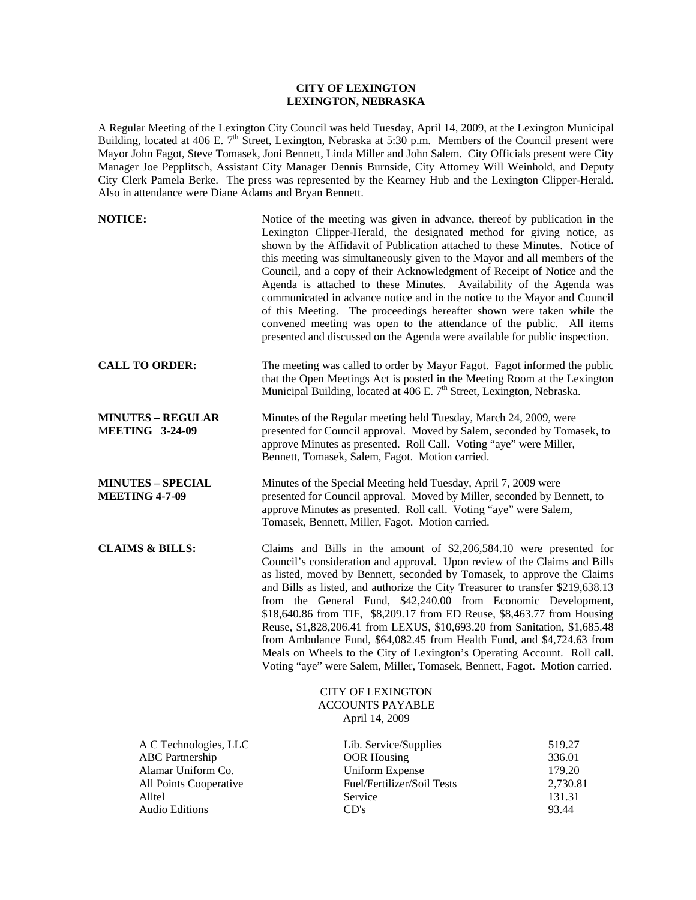**CITY OF LEXINGTON**
**LEXINGTON, NEBRASKA**

A Regular Meeting of the Lexington City Council was held Tuesday, April 14, 2009, at the Lexington Municipal Building, located at 406 E. 7th Street, Lexington, Nebraska at 5:30 p.m. Members of the Council present were Mayor John Fagot, Steve Tomasek, Joni Bennett, Linda Miller and John Salem. City Officials present were City Manager Joe Pepplitsch, Assistant City Manager Dennis Burnside, City Attorney Will Weinhold, and Deputy City Clerk Pamela Berke. The press was represented by the Kearney Hub and the Lexington Clipper-Herald. Also in attendance were Diane Adams and Bryan Bennett.

**NOTICE:** Notice of the meeting was given in advance, thereof by publication in the Lexington Clipper-Herald, the designated method for giving notice, as shown by the Affidavit of Publication attached to these Minutes. Notice of this meeting was simultaneously given to the Mayor and all members of the Council, and a copy of their Acknowledgment of Receipt of Notice and the Agenda is attached to these Minutes. Availability of the Agenda was communicated in advance notice and in the notice to the Mayor and Council of this Meeting. The proceedings hereafter shown were taken while the convened meeting was open to the attendance of the public. All items presented and discussed on the Agenda were available for public inspection.

**CALL TO ORDER:** The meeting was called to order by Mayor Fagot. Fagot informed the public that the Open Meetings Act is posted in the Meeting Room at the Lexington Municipal Building, located at 406 E. 7th Street, Lexington, Nebraska.

**MINUTES – REGULAR MEETING 3-24-09** Minutes of the Regular meeting held Tuesday, March 24, 2009, were presented for Council approval. Moved by Salem, seconded by Tomasek, to approve Minutes as presented. Roll Call. Voting "aye" were Miller, Bennett, Tomasek, Salem, Fagot. Motion carried.

**MINUTES – SPECIAL MEETING 4-7-09** Minutes of the Special Meeting held Tuesday, April 7, 2009 were presented for Council approval. Moved by Miller, seconded by Bennett, to approve Minutes as presented. Roll call. Voting "aye" were Salem, Tomasek, Bennett, Miller, Fagot. Motion carried.

**CLAIMS & BILLS:** Claims and Bills in the amount of $2,206,584.10 were presented for Council's consideration and approval. Upon review of the Claims and Bills as listed, moved by Bennett, seconded by Tomasek, to approve the Claims and Bills as listed, and authorize the City Treasurer to transfer $219,638.13 from the General Fund, $42,240.00 from Economic Development, $18,640.86 from TIF, $8,209.17 from ED Reuse, $8,463.77 from Housing Reuse, $1,828,206.41 from LEXUS, $10,693.20 from Sanitation, $1,685.48 from Ambulance Fund, $64,082.45 from Health Fund, and $4,724.63 from Meals on Wheels to the City of Lexington's Operating Account. Roll call. Voting "aye" were Salem, Miller, Tomasek, Bennett, Fagot. Motion carried.

CITY OF LEXINGTON
ACCOUNTS PAYABLE
April 14, 2009

| | | |
|---|---|---|
| A C Technologies, LLC | Lib. Service/Supplies | 519.27 |
| ABC Partnership | OOR Housing | 336.01 |
| Alamar Uniform Co. | Uniform Expense | 179.20 |
| All Points Cooperative | Fuel/Fertilizer/Soil Tests | 2,730.81 |
| Alltel | Service | 131.31 |
| Audio Editions | CD's | 93.44 |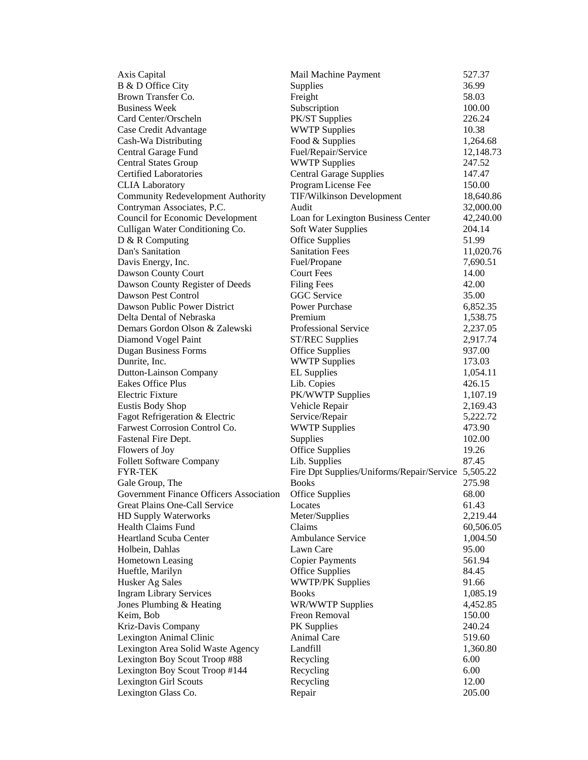| | | |
|---|---|---|
| Axis Capital | Mail Machine Payment | 527.37 |
| B & D Office City | Supplies | 36.99 |
| Brown Transfer Co. | Freight | 58.03 |
| Business Week | Subscription | 100.00 |
| Card Center/Orscheln | PK/ST Supplies | 226.24 |
| Case Credit Advantage | WWTP Supplies | 10.38 |
| Cash-Wa Distributing | Food & Supplies | 1,264.68 |
| Central Garage Fund | Fuel/Repair/Service | 12,148.73 |
| Central States Group | WWTP Supplies | 247.52 |
| Certified Laboratories | Central Garage Supplies | 147.47 |
| CLIA Laboratory | Program License Fee | 150.00 |
| Community Redevelopment Authority | TIF/Wilkinson Development | 18,640.86 |
| Contryman Associates, P.C. | Audit | 32,000.00 |
| Council for Economic Development | Loan for Lexington Business Center | 42,240.00 |
| Culligan Water Conditioning Co. | Soft Water Supplies | 204.14 |
| D & R Computing | Office Supplies | 51.99 |
| Dan's Sanitation | Sanitation Fees | 11,020.76 |
| Davis Energy, Inc. | Fuel/Propane | 7,690.51 |
| Dawson County Court | Court Fees | 14.00 |
| Dawson County Register of Deeds | Filing Fees | 42.00 |
| Dawson Pest Control | GGC Service | 35.00 |
| Dawson Public Power District | Power Purchase | 6,852.35 |
| Delta Dental of Nebraska | Premium | 1,538.75 |
| Demars Gordon Olson & Zalewski | Professional Service | 2,237.05 |
| Diamond Vogel Paint | ST/REC Supplies | 2,917.74 |
| Dugan Business Forms | Office Supplies | 937.00 |
| Dunrite, Inc. | WWTP Supplies | 173.03 |
| Dutton-Lainson Company | EL Supplies | 1,054.11 |
| Eakes Office Plus | Lib. Copies | 426.15 |
| Electric Fixture | PK/WWTP Supplies | 1,107.19 |
| Eustis Body Shop | Vehicle Repair | 2,169.43 |
| Fagot Refrigeration & Electric | Service/Repair | 5,222.72 |
| Farwest Corrosion Control Co. | WWTP Supplies | 473.90 |
| Fastenal Fire Dept. | Supplies | 102.00 |
| Flowers of Joy | Office Supplies | 19.26 |
| Follett Software Company | Lib. Supplies | 87.45 |
| FYR-TEK | Fire Dpt Supplies/Uniforms/Repair/Service | 5,505.22 |
| Gale Group, The | Books | 275.98 |
| Government Finance Officers Association | Office Supplies | 68.00 |
| Great Plains One-Call Service | Locates | 61.43 |
| HD Supply Waterworks | Meter/Supplies | 2,219.44 |
| Health Claims Fund | Claims | 60,506.05 |
| Heartland Scuba Center | Ambulance Service | 1,004.50 |
| Holbein, Dahlas | Lawn Care | 95.00 |
| Hometown Leasing | Copier Payments | 561.94 |
| Hueftle, Marilyn | Office Supplies | 84.45 |
| Husker Ag Sales | WWTP/PK Supplies | 91.66 |
| Ingram Library Services | Books | 1,085.19 |
| Jones Plumbing & Heating | WR/WWTP Supplies | 4,452.85 |
| Keim, Bob | Freon Removal | 150.00 |
| Kriz-Davis Company | PK Supplies | 240.24 |
| Lexington Animal Clinic | Animal Care | 519.60 |
| Lexington Area Solid Waste Agency | Landfill | 1,360.80 |
| Lexington Boy Scout Troop #88 | Recycling | 6.00 |
| Lexington Boy Scout Troop #144 | Recycling | 6.00 |
| Lexington Girl Scouts | Recycling | 12.00 |
| Lexington Glass Co. | Repair | 205.00 |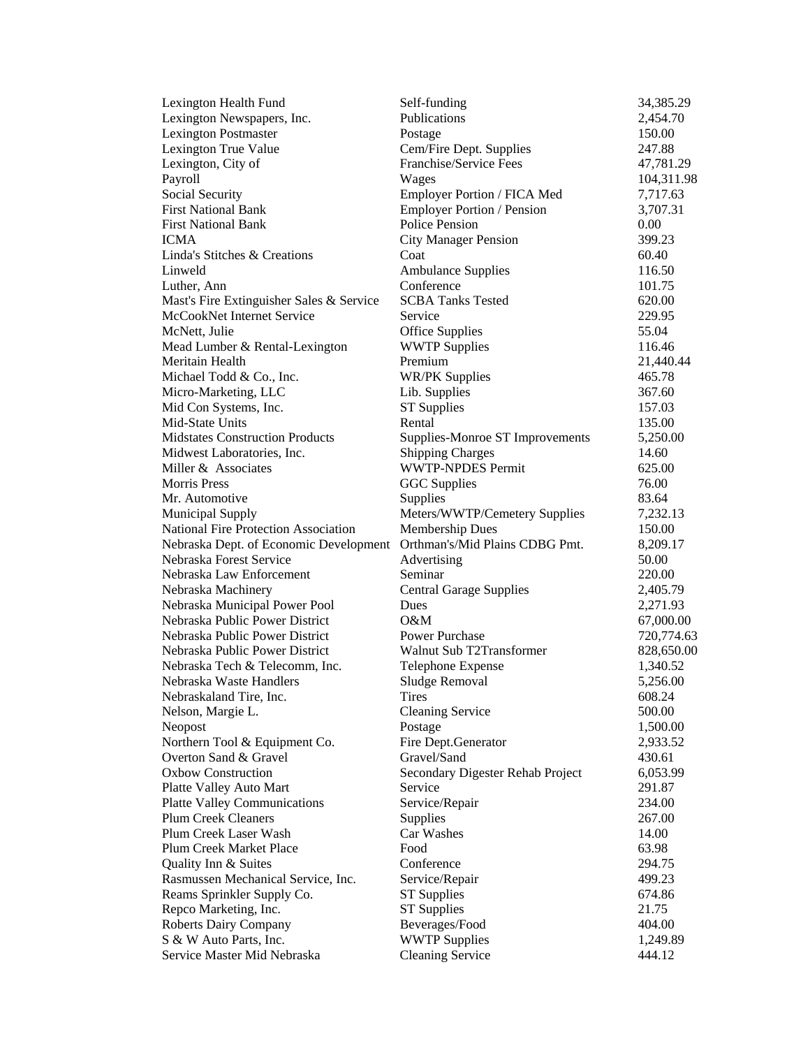| | | |
|---|---|---|
| Lexington Health Fund | Self-funding | 34,385.29 |
| Lexington Newspapers, Inc. | Publications | 2,454.70 |
| Lexington Postmaster | Postage | 150.00 |
| Lexington True Value | Cem/Fire Dept. Supplies | 247.88 |
| Lexington, City of | Franchise/Service Fees | 47,781.29 |
| Payroll | Wages | 104,311.98 |
| Social Security | Employer Portion / FICA Med | 7,717.63 |
| First National Bank | Employer Portion / Pension | 3,707.31 |
| First National Bank | Police Pension | 0.00 |
| ICMA | City Manager Pension | 399.23 |
| Linda's Stitches & Creations | Coat | 60.40 |
| Linweld | Ambulance Supplies | 116.50 |
| Luther, Ann | Conference | 101.75 |
| Mast's Fire Extinguisher Sales & Service | SCBA Tanks Tested | 620.00 |
| McCookNet Internet Service | Service | 229.95 |
| McNett, Julie | Office Supplies | 55.04 |
| Mead Lumber & Rental-Lexington | WWTP Supplies | 116.46 |
| Meritain Health | Premium | 21,440.44 |
| Michael Todd & Co., Inc. | WR/PK Supplies | 465.78 |
| Micro-Marketing, LLC | Lib. Supplies | 367.60 |
| Mid Con Systems, Inc. | ST Supplies | 157.03 |
| Mid-State Units | Rental | 135.00 |
| Midstates Construction Products | Supplies-Monroe ST Improvements | 5,250.00 |
| Midwest Laboratories, Inc. | Shipping Charges | 14.60 |
| Miller & Associates | WWTP-NPDES Permit | 625.00 |
| Morris Press | GGC Supplies | 76.00 |
| Mr. Automotive | Supplies | 83.64 |
| Municipal Supply | Meters/WWTP/Cemetery Supplies | 7,232.13 |
| National Fire Protection Association | Membership Dues | 150.00 |
| Nebraska Dept. of Economic Development | Orthman's/Mid Plains CDBG Pmt. | 8,209.17 |
| Nebraska Forest Service | Advertising | 50.00 |
| Nebraska Law Enforcement | Seminar | 220.00 |
| Nebraska Machinery | Central Garage Supplies | 2,405.79 |
| Nebraska Municipal Power Pool | Dues | 2,271.93 |
| Nebraska Public Power District | O&M | 67,000.00 |
| Nebraska Public Power District | Power Purchase | 720,774.63 |
| Nebraska Public Power District | Walnut Sub T2Transformer | 828,650.00 |
| Nebraska Tech & Telecomm, Inc. | Telephone Expense | 1,340.52 |
| Nebraska Waste Handlers | Sludge Removal | 5,256.00 |
| Nebraskaland Tire, Inc. | Tires | 608.24 |
| Nelson, Margie L. | Cleaning Service | 500.00 |
| Neopost | Postage | 1,500.00 |
| Northern Tool & Equipment Co. | Fire Dept.Generator | 2,933.52 |
| Overton Sand & Gravel | Gravel/Sand | 430.61 |
| Oxbow Construction | Secondary Digester Rehab Project | 6,053.99 |
| Platte Valley Auto Mart | Service | 291.87 |
| Platte Valley Communications | Service/Repair | 234.00 |
| Plum Creek Cleaners | Supplies | 267.00 |
| Plum Creek Laser Wash | Car Washes | 14.00 |
| Plum Creek Market Place | Food | 63.98 |
| Quality Inn & Suites | Conference | 294.75 |
| Rasmussen Mechanical Service, Inc. | Service/Repair | 499.23 |
| Reams Sprinkler Supply Co. | ST Supplies | 674.86 |
| Repco Marketing, Inc. | ST Supplies | 21.75 |
| Roberts Dairy Company | Beverages/Food | 404.00 |
| S & W Auto Parts, Inc. | WWTP Supplies | 1,249.89 |
| Service Master Mid Nebraska | Cleaning Service | 444.12 |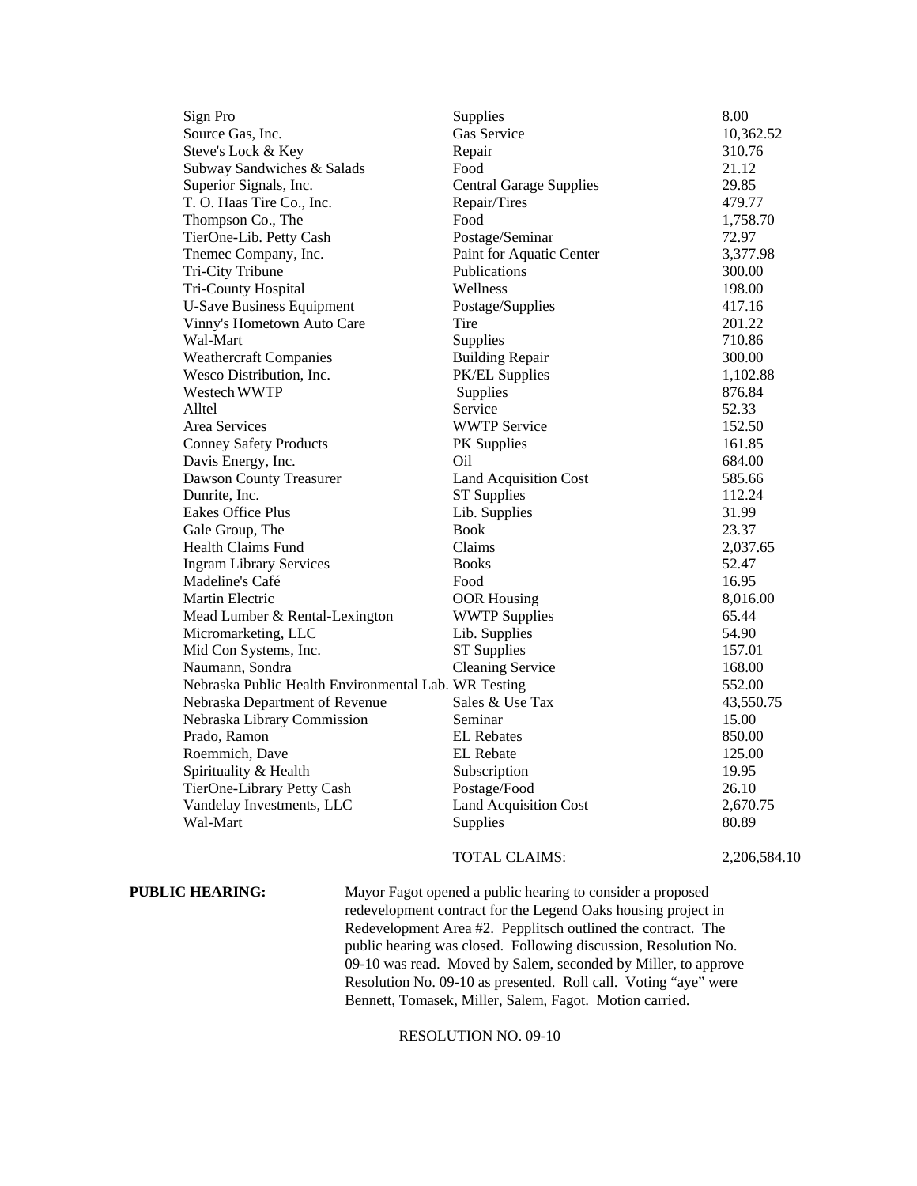| | | |
|---|---|---|
| Sign Pro | Supplies | 8.00 |
| Source Gas, Inc. | Gas Service | 10,362.52 |
| Steve's Lock & Key | Repair | 310.76 |
| Subway Sandwiches & Salads | Food | 21.12 |
| Superior Signals, Inc. | Central Garage Supplies | 29.85 |
| T. O. Haas Tire Co., Inc. | Repair/Tires | 479.77 |
| Thompson Co., The | Food | 1,758.70 |
| TierOne-Lib. Petty Cash | Postage/Seminar | 72.97 |
| Tnemec Company, Inc. | Paint for Aquatic Center | 3,377.98 |
| Tri-City Tribune | Publications | 300.00 |
| Tri-County Hospital | Wellness | 198.00 |
| U-Save Business Equipment | Postage/Supplies | 417.16 |
| Vinny's Hometown Auto Care | Tire | 201.22 |
| Wal-Mart | Supplies | 710.86 |
| Weathercraft Companies | Building Repair | 300.00 |
| Wesco Distribution, Inc. | PK/EL Supplies | 1,102.88 |
| Westech WWTP | Supplies | 876.84 |
| Alltel | Service | 52.33 |
| Area Services | WWTP Service | 152.50 |
| Conney Safety Products | PK Supplies | 161.85 |
| Davis Energy, Inc. | Oil | 684.00 |
| Dawson County Treasurer | Land Acquisition Cost | 585.66 |
| Dunrite, Inc. | ST Supplies | 112.24 |
| Eakes Office Plus | Lib. Supplies | 31.99 |
| Gale Group, The | Book | 23.37 |
| Health Claims Fund | Claims | 2,037.65 |
| Ingram Library Services | Books | 52.47 |
| Madeline's Café | Food | 16.95 |
| Martin Electric | OOR Housing | 8,016.00 |
| Mead Lumber & Rental-Lexington | WWTP Supplies | 65.44 |
| Micromarketing, LLC | Lib. Supplies | 54.90 |
| Mid Con Systems, Inc. | ST Supplies | 157.01 |
| Naumann, Sondra | Cleaning Service | 168.00 |
| Nebraska Public Health Environmental Lab. | WR Testing | 552.00 |
| Nebraska Department of Revenue | Sales & Use Tax | 43,550.75 |
| Nebraska Library Commission | Seminar | 15.00 |
| Prado, Ramon | EL Rebates | 850.00 |
| Roemmich, Dave | EL Rebate | 125.00 |
| Spirituality & Health | Subscription | 19.95 |
| TierOne-Library Petty Cash | Postage/Food | 26.10 |
| Vandelay Investments, LLC | Land Acquisition Cost | 2,670.75 |
| Wal-Mart | Supplies | 80.89 |
| | TOTAL CLAIMS: | 2,206,584.10 |

**PUBLIC HEARING:** Mayor Fagot opened a public hearing to consider a proposed redevelopment contract for the Legend Oaks housing project in Redevelopment Area #2. Pepplitsch outlined the contract. The public hearing was closed. Following discussion, Resolution No. 09-10 was read. Moved by Salem, seconded by Miller, to approve Resolution No. 09-10 as presented. Roll call. Voting "aye" were Bennett, Tomasek, Miller, Salem, Fagot. Motion carried.

RESOLUTION NO. 09-10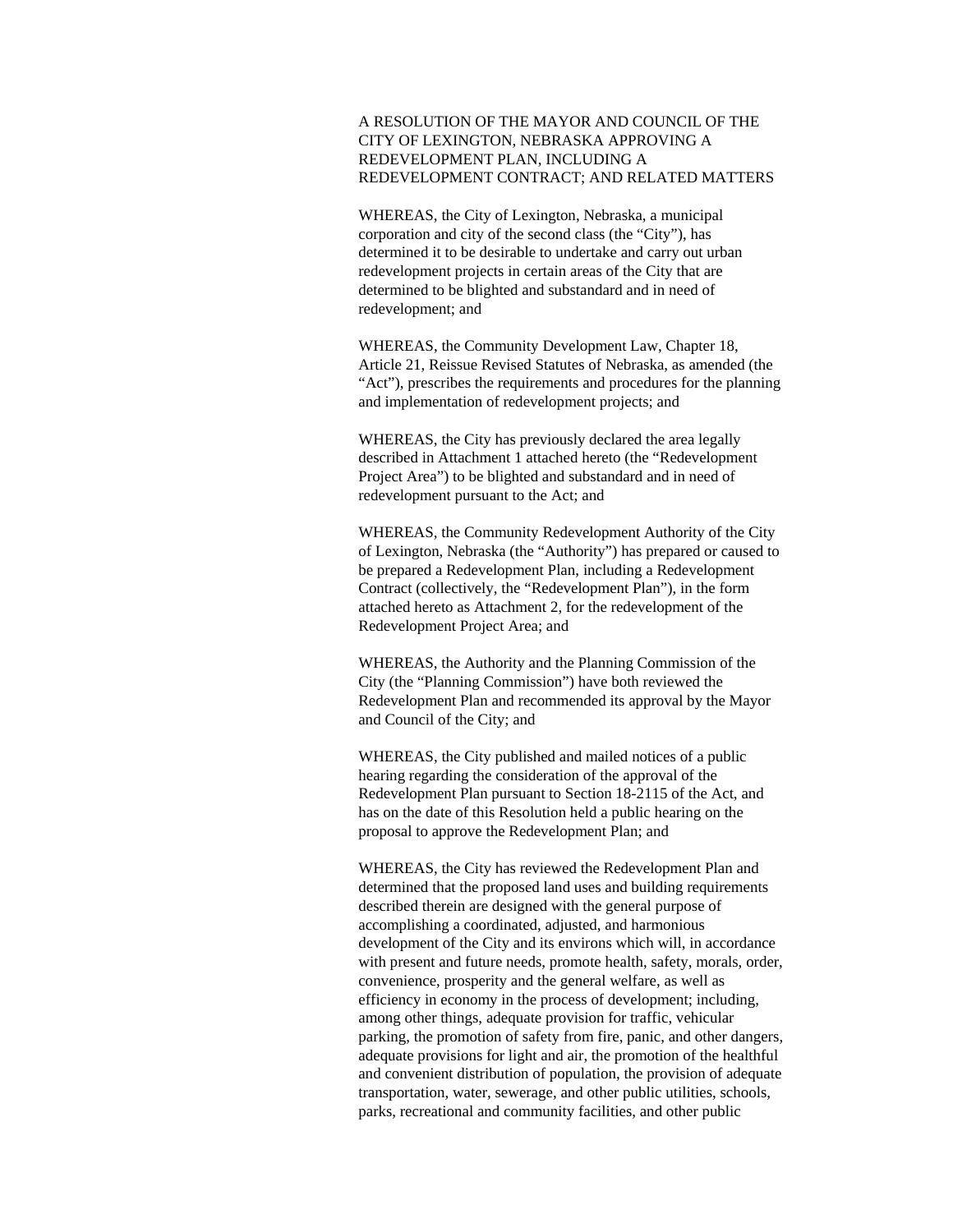A RESOLUTION OF THE MAYOR AND COUNCIL OF THE CITY OF LEXINGTON, NEBRASKA APPROVING A REDEVELOPMENT PLAN, INCLUDING A REDEVELOPMENT CONTRACT; AND RELATED MATTERS

WHEREAS, the City of Lexington, Nebraska, a municipal corporation and city of the second class (the "City"), has determined it to be desirable to undertake and carry out urban redevelopment projects in certain areas of the City that are determined to be blighted and substandard and in need of redevelopment; and

WHEREAS, the Community Development Law, Chapter 18, Article 21, Reissue Revised Statutes of Nebraska, as amended (the "Act"), prescribes the requirements and procedures for the planning and implementation of redevelopment projects; and

WHEREAS, the City has previously declared the area legally described in Attachment 1 attached hereto (the "Redevelopment Project Area") to be blighted and substandard and in need of redevelopment pursuant to the Act; and

WHEREAS, the Community Redevelopment Authority of the City of Lexington, Nebraska (the "Authority") has prepared or caused to be prepared a Redevelopment Plan, including a Redevelopment Contract (collectively, the "Redevelopment Plan"), in the form attached hereto as Attachment 2, for the redevelopment of the Redevelopment Project Area; and

WHEREAS, the Authority and the Planning Commission of the City (the "Planning Commission") have both reviewed the Redevelopment Plan and recommended its approval by the Mayor and Council of the City; and

WHEREAS, the City published and mailed notices of a public hearing regarding the consideration of the approval of the Redevelopment Plan pursuant to Section 18-2115 of the Act, and has on the date of this Resolution held a public hearing on the proposal to approve the Redevelopment Plan; and

WHEREAS, the City has reviewed the Redevelopment Plan and determined that the proposed land uses and building requirements described therein are designed with the general purpose of accomplishing a coordinated, adjusted, and harmonious development of the City and its environs which will, in accordance with present and future needs, promote health, safety, morals, order, convenience, prosperity and the general welfare, as well as efficiency in economy in the process of development; including, among other things, adequate provision for traffic, vehicular parking, the promotion of safety from fire, panic, and other dangers, adequate provisions for light and air, the promotion of the healthful and convenient distribution of population, the provision of adequate transportation, water, sewerage, and other public utilities, schools, parks, recreational and community facilities, and other public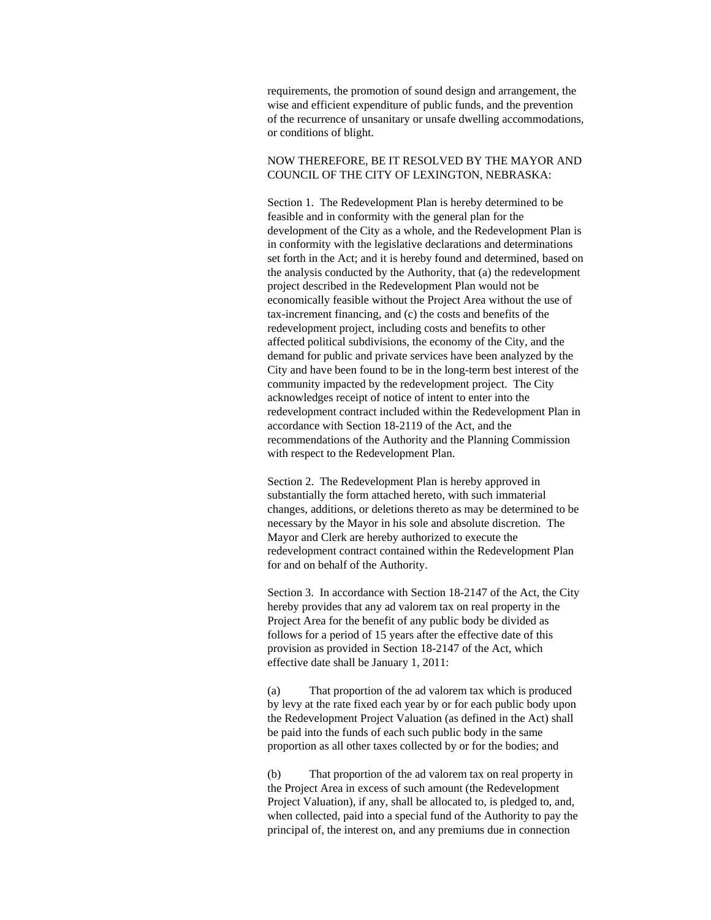requirements, the promotion of sound design and arrangement, the wise and efficient expenditure of public funds, and the prevention of the recurrence of unsanitary or unsafe dwelling accommodations, or conditions of blight.

NOW THEREFORE, BE IT RESOLVED BY THE MAYOR AND COUNCIL OF THE CITY OF LEXINGTON, NEBRASKA:

Section 1. The Redevelopment Plan is hereby determined to be feasible and in conformity with the general plan for the development of the City as a whole, and the Redevelopment Plan is in conformity with the legislative declarations and determinations set forth in the Act; and it is hereby found and determined, based on the analysis conducted by the Authority, that (a) the redevelopment project described in the Redevelopment Plan would not be economically feasible without the Project Area without the use of tax-increment financing, and (c) the costs and benefits of the redevelopment project, including costs and benefits to other affected political subdivisions, the economy of the City, and the demand for public and private services have been analyzed by the City and have been found to be in the long-term best interest of the community impacted by the redevelopment project. The City acknowledges receipt of notice of intent to enter into the redevelopment contract included within the Redevelopment Plan in accordance with Section 18-2119 of the Act, and the recommendations of the Authority and the Planning Commission with respect to the Redevelopment Plan.

Section 2. The Redevelopment Plan is hereby approved in substantially the form attached hereto, with such immaterial changes, additions, or deletions thereto as may be determined to be necessary by the Mayor in his sole and absolute discretion. The Mayor and Clerk are hereby authorized to execute the redevelopment contract contained within the Redevelopment Plan for and on behalf of the Authority.

Section 3. In accordance with Section 18-2147 of the Act, the City hereby provides that any ad valorem tax on real property in the Project Area for the benefit of any public body be divided as follows for a period of 15 years after the effective date of this provision as provided in Section 18-2147 of the Act, which effective date shall be January 1, 2011:

(a) That proportion of the ad valorem tax which is produced by levy at the rate fixed each year by or for each public body upon the Redevelopment Project Valuation (as defined in the Act) shall be paid into the funds of each such public body in the same proportion as all other taxes collected by or for the bodies; and

(b) That proportion of the ad valorem tax on real property in the Project Area in excess of such amount (the Redevelopment Project Valuation), if any, shall be allocated to, is pledged to, and, when collected, paid into a special fund of the Authority to pay the principal of, the interest on, and any premiums due in connection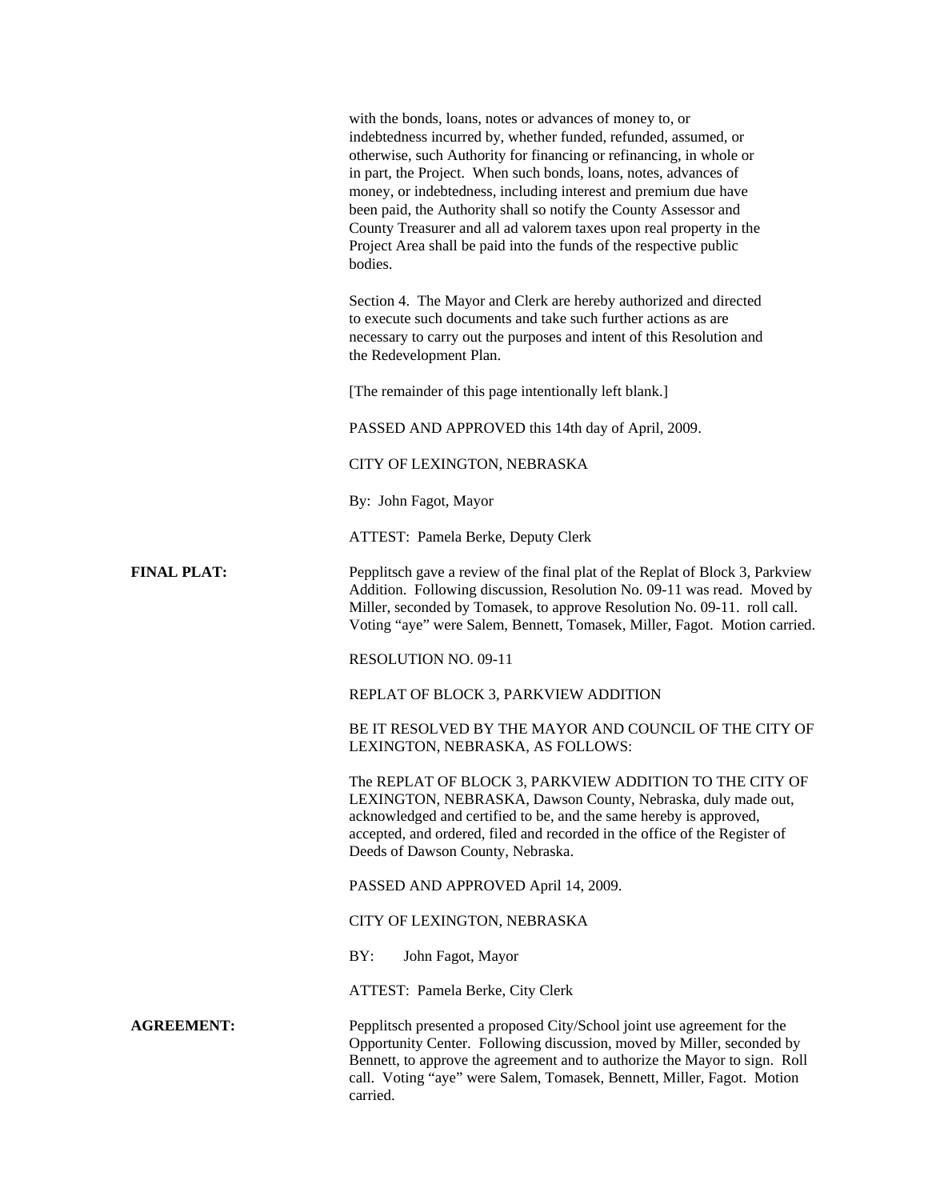with the bonds, loans, notes or advances of money to, or indebtedness incurred by, whether funded, refunded, assumed, or otherwise, such Authority for financing or refinancing, in whole or in part, the Project. When such bonds, loans, notes, advances of money, or indebtedness, including interest and premium due have been paid, the Authority shall so notify the County Assessor and County Treasurer and all ad valorem taxes upon real property in the Project Area shall be paid into the funds of the respective public bodies.

Section 4. The Mayor and Clerk are hereby authorized and directed to execute such documents and take such further actions as are necessary to carry out the purposes and intent of this Resolution and the Redevelopment Plan.

[The remainder of this page intentionally left blank.]

PASSED AND APPROVED this 14th day of April, 2009.

CITY OF LEXINGTON, NEBRASKA

By: John Fagot, Mayor

ATTEST: Pamela Berke, Deputy Clerk

**FINAL PLAT:** Pepplitsch gave a review of the final plat of the Replat of Block 3, Parkview Addition. Following discussion, Resolution No. 09-11 was read. Moved by Miller, seconded by Tomasek, to approve Resolution No. 09-11. roll call. Voting "aye" were Salem, Bennett, Tomasek, Miller, Fagot. Motion carried.

RESOLUTION NO. 09-11

REPLAT OF BLOCK 3, PARKVIEW ADDITION

BE IT RESOLVED BY THE MAYOR AND COUNCIL OF THE CITY OF LEXINGTON, NEBRASKA, AS FOLLOWS:

The REPLAT OF BLOCK 3, PARKVIEW ADDITION TO THE CITY OF LEXINGTON, NEBRASKA, Dawson County, Nebraska, duly made out, acknowledged and certified to be, and the same hereby is approved, accepted, and ordered, filed and recorded in the office of the Register of Deeds of Dawson County, Nebraska.

PASSED AND APPROVED April 14, 2009.

CITY OF LEXINGTON, NEBRASKA

BY: John Fagot, Mayor

ATTEST: Pamela Berke, City Clerk

**AGREEMENT:** Pepplitsch presented a proposed City/School joint use agreement for the Opportunity Center. Following discussion, moved by Miller, seconded by Bennett, to approve the agreement and to authorize the Mayor to sign. Roll call. Voting "aye" were Salem, Tomasek, Bennett, Miller, Fagot. Motion carried.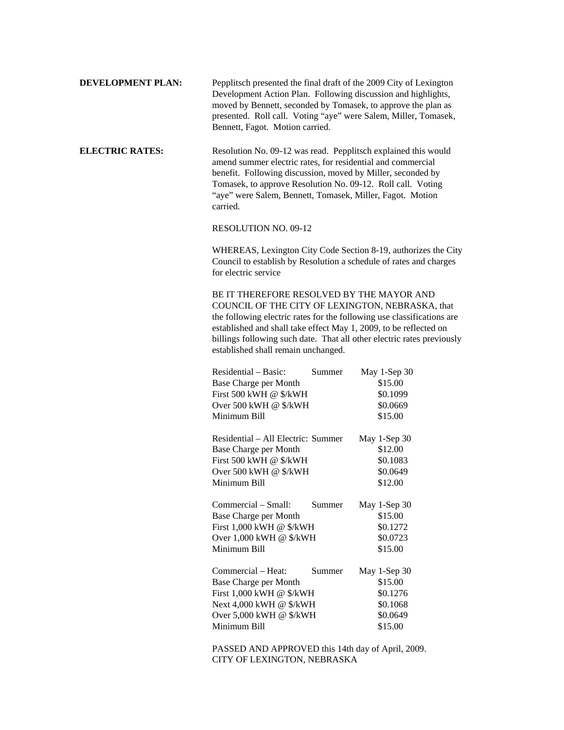**DEVELOPMENT PLAN:** Pepplitsch presented the final draft of the 2009 City of Lexington Development Action Plan. Following discussion and highlights, moved by Bennett, seconded by Tomasek, to approve the plan as presented. Roll call. Voting "aye" were Salem, Miller, Tomasek, Bennett, Fagot. Motion carried.

**ELECTRIC RATES:** Resolution No. 09-12 was read. Pepplitsch explained this would amend summer electric rates, for residential and commercial benefit. Following discussion, moved by Miller, seconded by Tomasek, to approve Resolution No. 09-12. Roll call. Voting "aye" were Salem, Bennett, Tomasek, Miller, Fagot. Motion carried.

RESOLUTION NO. 09-12

WHEREAS, Lexington City Code Section 8-19, authorizes the City Council to establish by Resolution a schedule of rates and charges for electric service

BE IT THEREFORE RESOLVED BY THE MAYOR AND COUNCIL OF THE CITY OF LEXINGTON, NEBRASKA, that the following electric rates for the following use classifications are established and shall take effect May 1, 2009, to be reflected on billings following such date. That all other electric rates previously established shall remain unchanged.

| Residential – Basic: Summer | May 1-Sep 30 |
|---|---|
| Base Charge per Month | $15.00 |
| First 500 kWH @ $/kWH | $0.1099 |
| Over 500 kWH @ $/kWH | $0.0669 |
| Minimum Bill | $15.00 |

| Residential – All Electric: Summer | May 1-Sep 30 |
|---|---|
| Base Charge per Month | $12.00 |
| First 500 kWH @ $/kWH | $0.1083 |
| Over 500 kWH @ $/kWH | $0.0649 |
| Minimum Bill | $12.00 |

| Commercial – Small: Summer | May 1-Sep 30 |
|---|---|
| Base Charge per Month | $15.00 |
| First 1,000 kWH @ $/kWH | $0.1272 |
| Over 1,000 kWH @ $/kWH | $0.0723 |
| Minimum Bill | $15.00 |

| Commercial – Heat: Summer | May 1-Sep 30 |
|---|---|
| Base Charge per Month | $15.00 |
| First 1,000 kWH @ $/kWH | $0.1276 |
| Next 4,000 kWH @ $/kWH | $0.1068 |
| Over 5,000 kWH @ $/kWH | $0.0649 |
| Minimum Bill | $15.00 |

PASSED AND APPROVED this 14th day of April, 2009.
CITY OF LEXINGTON, NEBRASKA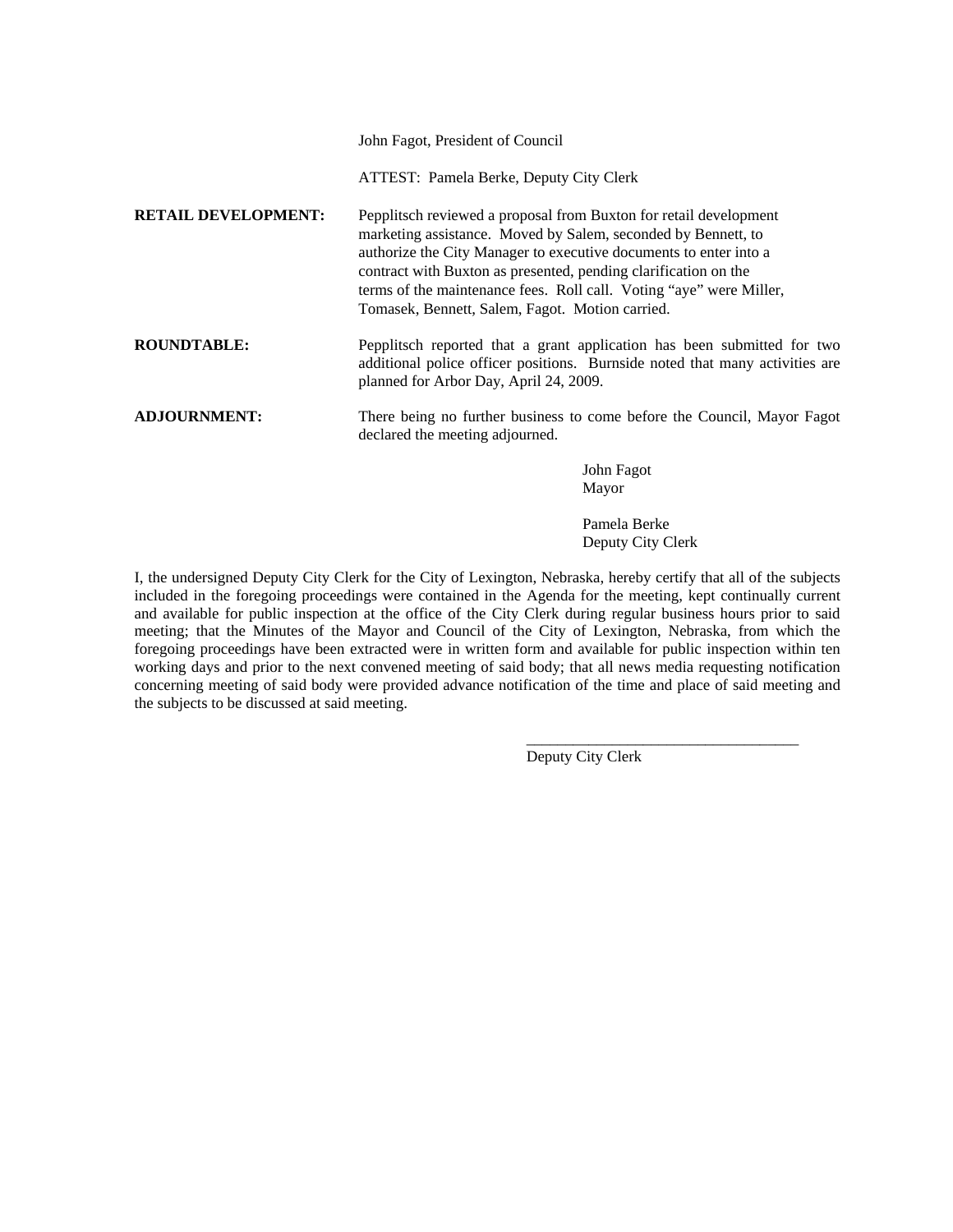John Fagot, President of Council

ATTEST: Pamela Berke, Deputy City Clerk

**RETAIL DEVELOPMENT:** Pepplitsch reviewed a proposal from Buxton for retail development marketing assistance. Moved by Salem, seconded by Bennett, to authorize the City Manager to executive documents to enter into a contract with Buxton as presented, pending clarification on the terms of the maintenance fees. Roll call. Voting "aye" were Miller, Tomasek, Bennett, Salem, Fagot. Motion carried.

**ROUNDTABLE:** Pepplitsch reported that a grant application has been submitted for two additional police officer positions. Burnside noted that many activities are planned for Arbor Day, April 24, 2009.

**ADJOURNMENT:** There being no further business to come before the Council, Mayor Fagot declared the meeting adjourned.

John Fagot
Mayor

Pamela Berke
Deputy City Clerk

I, the undersigned Deputy City Clerk for the City of Lexington, Nebraska, hereby certify that all of the subjects included in the foregoing proceedings were contained in the Agenda for the meeting, kept continually current and available for public inspection at the office of the City Clerk during regular business hours prior to said meeting; that the Minutes of the Mayor and Council of the City of Lexington, Nebraska, from which the foregoing proceedings have been extracted were in written form and available for public inspection within ten working days and prior to the next convened meeting of said body; that all news media requesting notification concerning meeting of said body were provided advance notification of the time and place of said meeting and the subjects to be discussed at said meeting.

\_\_\_\_\_\_\_\_\_\_\_\_\_\_\_\_\_\_\_\_\_\_\_\_\_\_\_\_\_\_\_\_\_\_\_
Deputy City Clerk